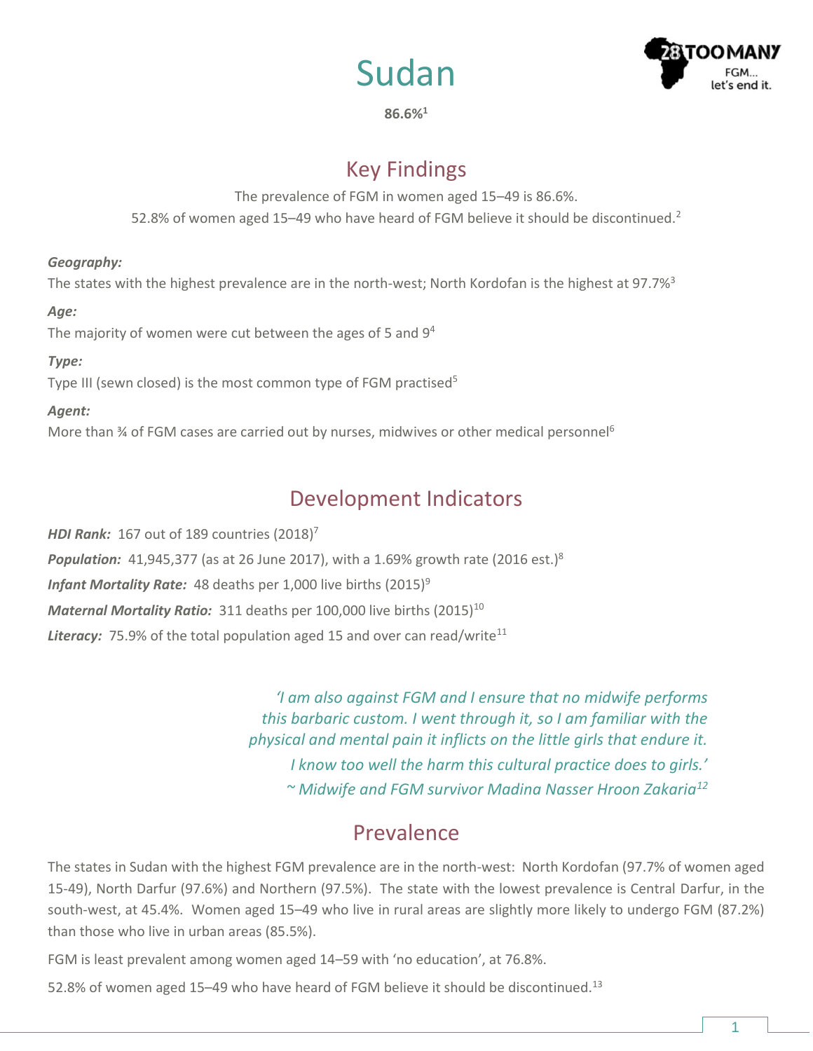# Sudan

**86.6%[1]**

## Key Findings

The prevalence of FGM in women aged 15–49 is 86.6%.

52.8% of women aged 15–49 who have heard of FGM believe it should be discontinued.[2]

***Geography:***

The states with the highest prevalence are in the north-west; North Kordofan is the highest at 97.7%[3]

***Age:***

The majority of women were cut between the ages of 5 and 9[4]

***Type:***

Type III (sewn closed) is the most common type of FGM practised[5]

***Agent:***

More than ¾ of FGM cases are carried out by nurses, midwives or other medical personnel[6]

## Development Indicators

***HDI Rank:*** 167 out of 189 countries (2018)[7]

***Population:*** 41,945,377 (as at 26 June 2017), with a 1.69% growth rate (2016 est.)[8]

***Infant Mortality Rate:*** 48 deaths per 1,000 live births (2015)[9]

***Maternal Mortality Ratio:*** 311 deaths per 100,000 live births (2015)[10]

***Literacy:*** 75.9% of the total population aged 15 and over can read/write[11]

*'I am also against FGM and I ensure that no midwife performs this barbaric custom. I went through it, so I am familiar with the physical and mental pain it inflicts on the little girls that endure it. I know too well the harm this cultural practice does to girls.'*
*~ Midwife and FGM survivor Madina Nasser Hroon Zakaria[12]*

## Prevalence

The states in Sudan with the highest FGM prevalence are in the north-west: North Kordofan (97.7% of women aged 15-49), North Darfur (97.6%) and Northern (97.5%). The state with the lowest prevalence is Central Darfur, in the south-west, at 45.4%. Women aged 15–49 who live in rural areas are slightly more likely to undergo FGM (87.2%) than those who live in urban areas (85.5%).

FGM is least prevalent among women aged 14–59 with 'no education', at 76.8%.

52.8% of women aged 15–49 who have heard of FGM believe it should be discontinued.[13]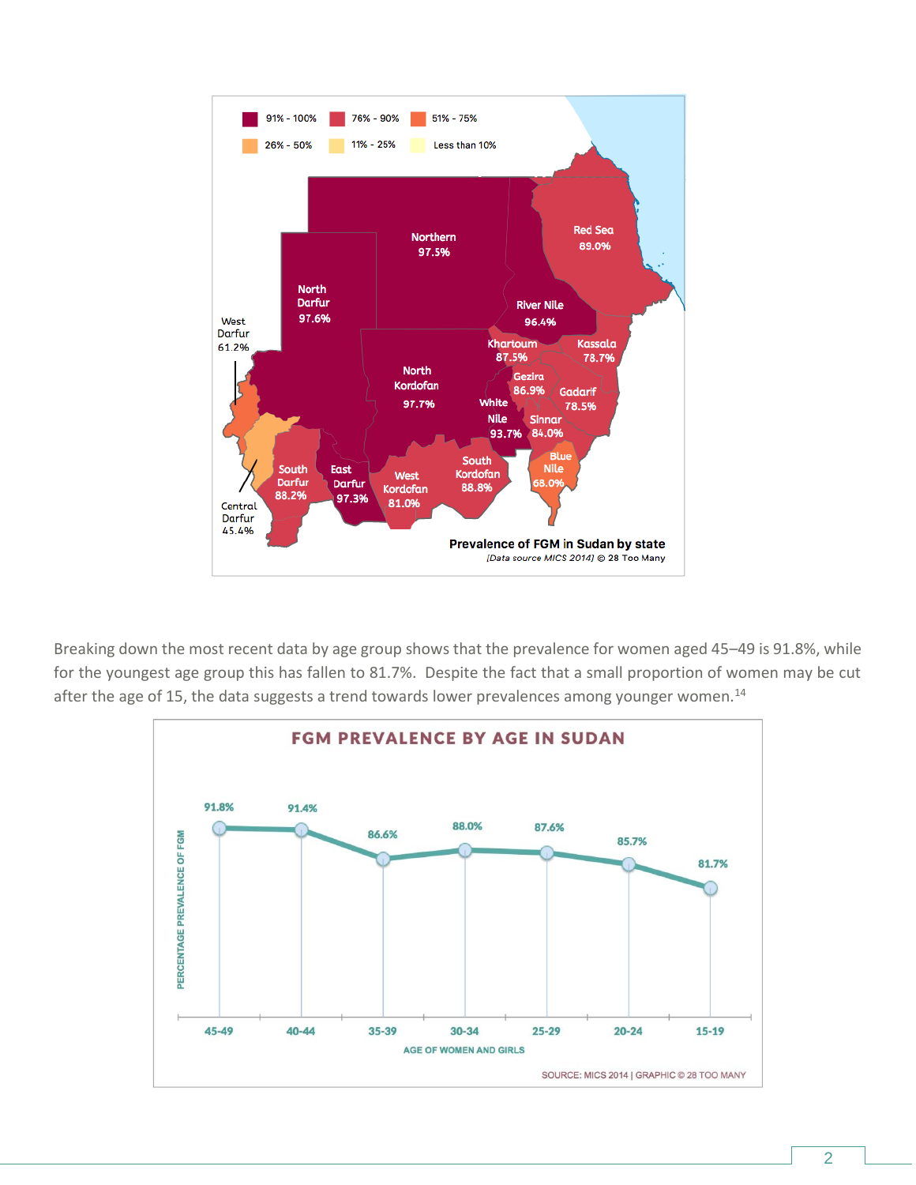Breaking down the most recent data by age group shows that the prevalence for women aged 45–49 is 91.8%, while for the youngest age group this has fallen to 81.7%. Despite the fact that a small proportion of women may be cut after the age of 15, the data suggests a trend towards lower prevalences among younger women.[14]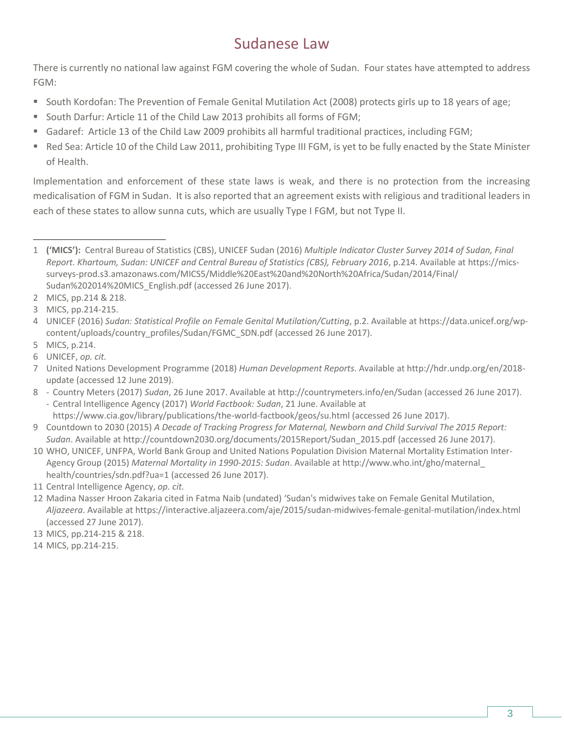## Sudanese Law

There is currently no national law against FGM covering the whole of Sudan. Four states have attempted to address FGM:

- South Kordofan: The Prevention of Female Genital Mutilation Act (2008) protects girls up to 18 years of age;
- South Darfur: Article 11 of the Child Law 2013 prohibits all forms of FGM;
- Gadaref: Article 13 of the Child Law 2009 prohibits all harmful traditional practices, including FGM;
- Red Sea: Article 10 of the Child Law 2011, prohibiting Type III FGM, is yet to be fully enacted by the State Minister of Health.

Implementation and enforcement of these state laws is weak, and there is no protection from the increasing medicalisation of FGM in Sudan. It is also reported that an agreement exists with religious and traditional leaders in each of these states to allow sunna cuts, which are usually Type I FGM, but not Type II.

---

1 **('MICS'):** Central Bureau of Statistics (CBS), UNICEF Sudan (2016) *Multiple Indicator Cluster Survey 2014 of Sudan, Final Report. Khartoum, Sudan: UNICEF and Central Bureau of Statistics (CBS), February 2016*, p.214. Available at https://mics-surveys-prod.s3.amazonaws.com/MICS5/Middle%20East%20and%20North%20Africa/Sudan/2014/Final/Sudan%202014%20MICS_English.pdf (accessed 26 June 2017).

2 MICS, pp.214 & 218.

3 MICS, pp.214-215.

4 UNICEF (2016) *Sudan: Statistical Profile on Female Genital Mutilation/Cutting*, p.2. Available at https://data.unicef.org/wp-content/uploads/country_profiles/Sudan/FGMC_SDN.pdf (accessed 26 June 2017).

5 MICS, p.214.

6 UNICEF, *op. cit.*

7 United Nations Development Programme (2018) *Human Development Reports*. Available at http://hdr.undp.org/en/2018-update (accessed 12 June 2019).

8 - Country Meters (2017) *Sudan*, 26 June 2017. Available at http://countrymeters.info/en/Sudan (accessed 26 June 2017).
- Central Intelligence Agency (2017) *World Factbook: Sudan*, 21 June. Available at https://www.cia.gov/library/publications/the-world-factbook/geos/su.html (accessed 26 June 2017).

9 Countdown to 2030 (2015) *A Decade of Tracking Progress for Maternal, Newborn and Child Survival The 2015 Report: Sudan*. Available at http://countdown2030.org/documents/2015Report/Sudan_2015.pdf (accessed 26 June 2017).

10 WHO, UNICEF, UNFPA, World Bank Group and United Nations Population Division Maternal Mortality Estimation Inter-Agency Group (2015) *Maternal Mortality in 1990-2015: Sudan*. Available at http://www.who.int/gho/maternal_health/countries/sdn.pdf?ua=1 (accessed 26 June 2017).

11 Central Intelligence Agency, *op. cit.*

12 Madina Nasser Hroon Zakaria cited in Fatma Naib (undated) 'Sudan's midwives take on Female Genital Mutilation, *Aljazeera*. Available at https://interactive.aljazeera.com/aje/2015/sudan-midwives-female-genital-mutilation/index.html (accessed 27 June 2017).

13 MICS, pp.214-215 & 218.

14 MICS, pp.214-215.